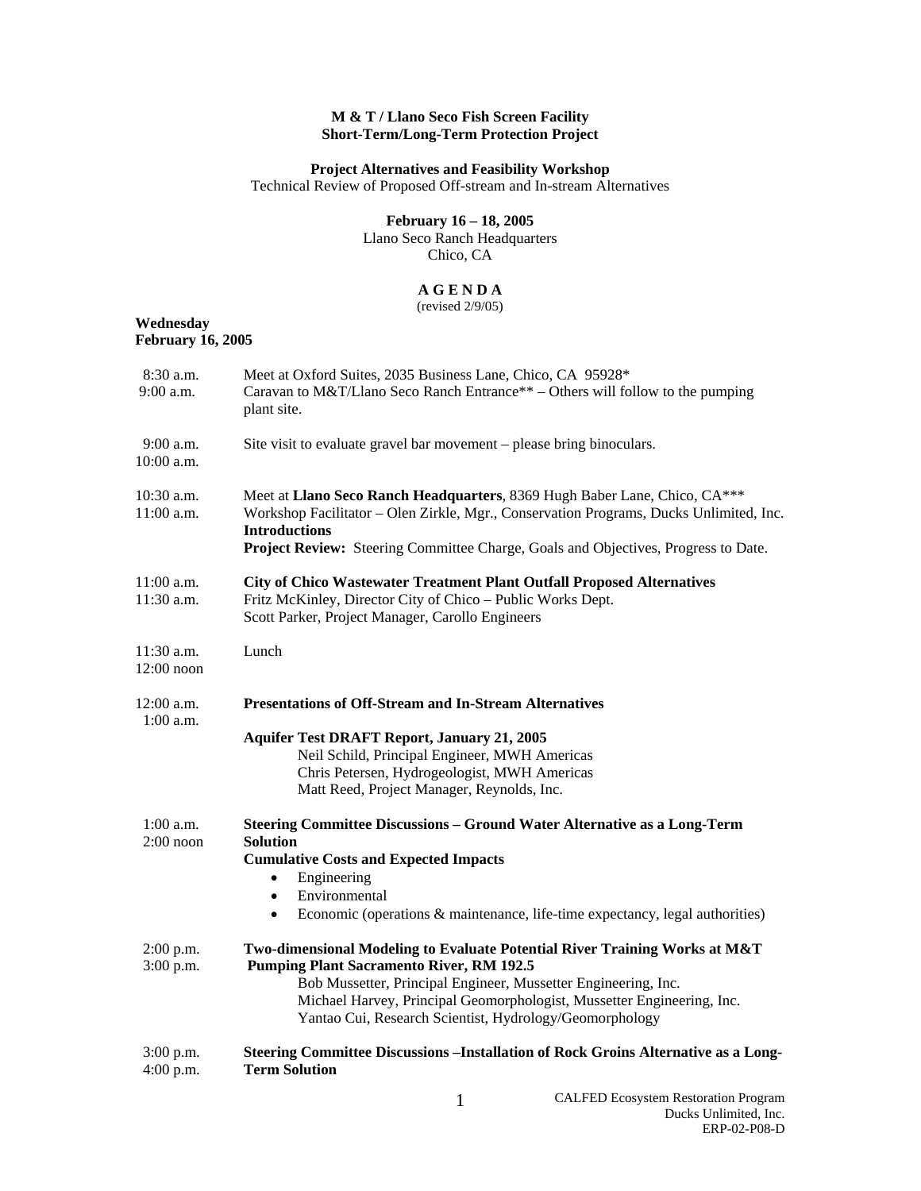**M & T / Llano Seco Fish Screen Facility**
**Short-Term/Long-Term Protection Project**

**Project Alternatives and Feasibility Workshop**
Technical Review of Proposed Off-stream and In-stream Alternatives

**February 16 – 18, 2005**
Llano Seco Ranch Headquarters
Chico, CA

**A G E N D A**
(revised 2/9/05)

**Wednesday**
**February 16, 2005**

| | |
|---|---|
| 8:30 a.m.<br>9:00 a.m. | Meet at Oxford Suites, 2035 Business Lane, Chico, CA 95928*<br>Caravan to M&T/Llano Seco Ranch Entrance** – Others will follow to the pumping plant site. |
| 9:00 a.m.<br>10:00 a.m. | Site visit to evaluate gravel bar movement – please bring binoculars. |
| 10:30 a.m.<br>11:00 a.m. | Meet at **Llano Seco Ranch Headquarters**, 8369 Hugh Baber Lane, Chico, CA***<br>Workshop Facilitator – Olen Zirkle, Mgr., Conservation Programs, Ducks Unlimited, Inc.<br>**Introductions**<br>**Project Review:** Steering Committee Charge, Goals and Objectives, Progress to Date. |
| 11:00 a.m.<br>11:30 a.m. | **City of Chico Wastewater Treatment Plant Outfall Proposed Alternatives**<br>Fritz McKinley, Director City of Chico – Public Works Dept.<br>Scott Parker, Project Manager, Carollo Engineers |
| 11:30 a.m.<br>12:00 noon | Lunch |
| 12:00 a.m.<br>1:00 a.m. | **Presentations of Off-Stream and In-Stream Alternatives**<br>**Aquifer Test DRAFT Report, January 21, 2005**<br>Neil Schild, Principal Engineer, MWH Americas<br>Chris Petersen, Hydrogeologist, MWH Americas<br>Matt Reed, Project Manager, Reynolds, Inc. |
| 1:00 a.m.<br>2:00 noon | **Steering Committee Discussions – Ground Water Alternative as a Long-Term Solution**<br>**Cumulative Costs and Expected Impacts**<br>• Engineering<br>• Environmental<br>• Economic (operations & maintenance, life-time expectancy, legal authorities) |
| 2:00 p.m.<br>3:00 p.m. | **Two-dimensional Modeling to Evaluate Potential River Training Works at M&T Pumping Plant Sacramento River, RM 192.5**<br>Bob Mussetter, Principal Engineer, Mussetter Engineering, Inc.<br>Michael Harvey, Principal Geomorphologist, Mussetter Engineering, Inc.<br>Yantao Cui, Research Scientist, Hydrology/Geomorphology |
| 3:00 p.m.<br>4:00 p.m. | **Steering Committee Discussions –Installation of Rock Groins Alternative as a Long-Term Solution** |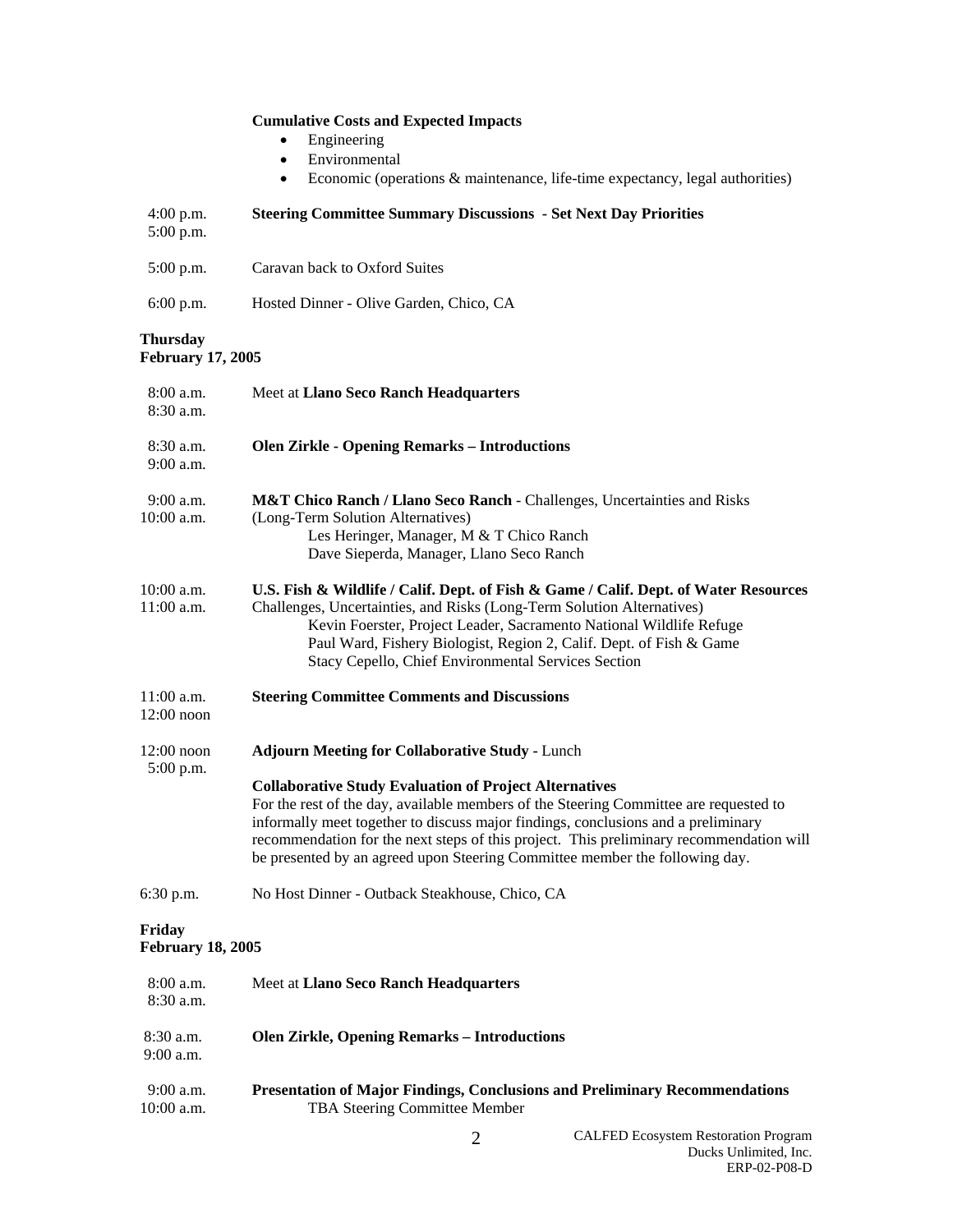**Cumulative Costs and Expected Impacts**

- Engineering
- Environmental
- Economic (operations & maintenance, life-time expectancy, legal authorities)

| | |
|---|---|
| 4:00 p.m.<br>5:00 p.m. | **Steering Committee Summary Discussions - Set Next Day Priorities** |
| 5:00 p.m. | Caravan back to Oxford Suites |
| 6:00 p.m. | Hosted Dinner - Olive Garden, Chico, CA |

**Thursday**
**February 17, 2005**

| | |
|---|---|
| 8:00 a.m.<br>8:30 a.m. | Meet at **Llano Seco Ranch Headquarters** |
| 8:30 a.m.<br>9:00 a.m. | **Olen Zirkle - Opening Remarks – Introductions** |
| 9:00 a.m.<br>10:00 a.m. | **M&T Chico Ranch / Llano Seco Ranch** - Challenges, Uncertainties and Risks (Long-Term Solution Alternatives)<br>Les Heringer, Manager, M & T Chico Ranch<br>Dave Sieperda, Manager, Llano Seco Ranch |
| 10:00 a.m.<br>11:00 a.m. | **U.S. Fish & Wildlife / Calif. Dept. of Fish & Game / Calif. Dept. of Water Resources** Challenges, Uncertainties, and Risks (Long-Term Solution Alternatives)<br>Kevin Foerster, Project Leader, Sacramento National Wildlife Refuge<br>Paul Ward, Fishery Biologist, Region 2, Calif. Dept. of Fish & Game<br>Stacy Cepello, Chief Environmental Services Section |
| 11:00 a.m.<br>12:00 noon | **Steering Committee Comments and Discussions** |
| 12:00 noon<br>5:00 p.m. | **Adjourn Meeting for Collaborative Study** - Lunch<br><br>**Collaborative Study Evaluation of Project Alternatives**<br>For the rest of the day, available members of the Steering Committee are requested to informally meet together to discuss major findings, conclusions and a preliminary recommendation for the next steps of this project. This preliminary recommendation will be presented by an agreed upon Steering Committee member the following day. |
| 6:30 p.m. | No Host Dinner - Outback Steakhouse, Chico, CA |

**Friday**
**February 18, 2005**

| | |
|---|---|
| 8:00 a.m.<br>8:30 a.m. | Meet at **Llano Seco Ranch Headquarters** |
| 8:30 a.m.<br>9:00 a.m. | **Olen Zirkle, Opening Remarks – Introductions** |
| 9:00 a.m.<br>10:00 a.m. | **Presentation of Major Findings, Conclusions and Preliminary Recommendations**<br>TBA Steering Committee Member |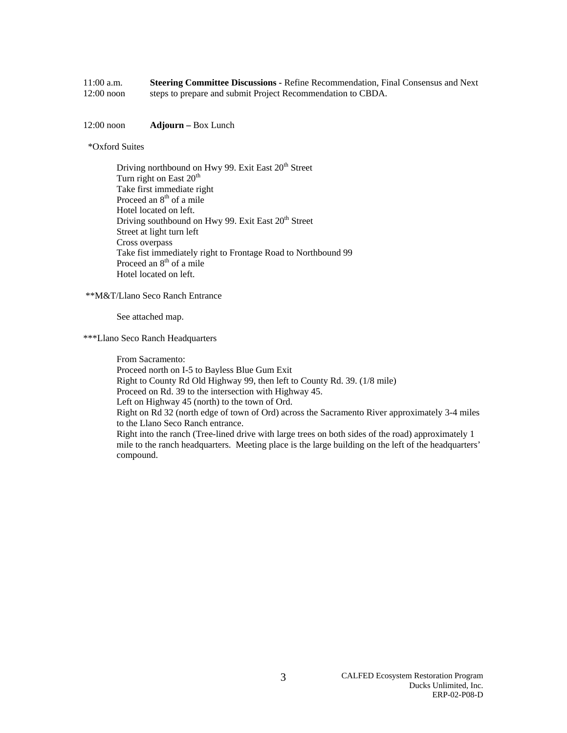| | |
|---|---|
| 11:00 a.m. 12:00 noon | **Steering Committee Discussions -** Refine Recommendation, Final Consensus and Next steps to prepare and submit Project Recommendation to CBDA. |
| 12:00 noon | **Adjourn –** Box Lunch |

*Oxford Suites

Driving northbound on Hwy 99. Exit East 20th Street
Turn right on East 20th
Take first immediate right
Proceed an 8th of a mile
Hotel located on left.
Driving southbound on Hwy 99. Exit East 20th Street
Street at light turn left
Cross overpass
Take fist immediately right to Frontage Road to Northbound 99
Proceed an 8th of a mile
Hotel located on left.

**M&T/Llano Seco Ranch Entrance

See attached map.

***Llano Seco Ranch Headquarters

From Sacramento:
Proceed north on I-5 to Bayless Blue Gum Exit
Right to County Rd Old Highway 99, then left to County Rd. 39. (1/8 mile)
Proceed on Rd. 39 to the intersection with Highway 45.
Left on Highway 45 (north) to the town of Ord.
Right on Rd 32 (north edge of town of Ord) across the Sacramento River approximately 3-4 miles to the Llano Seco Ranch entrance.
Right into the ranch (Tree-lined drive with large trees on both sides of the road) approximately 1 mile to the ranch headquarters. Meeting place is the large building on the left of the headquarters' compound.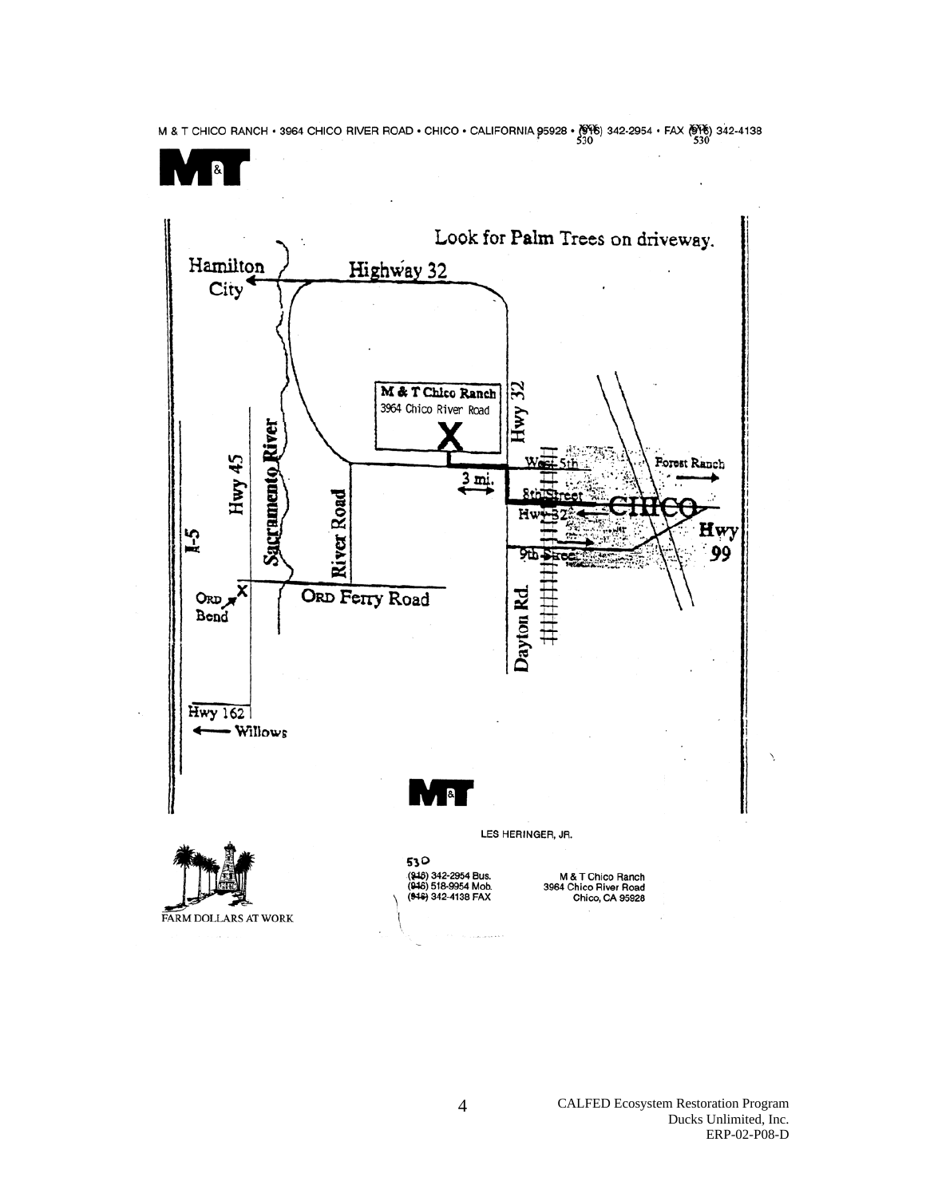M & T CHICO RANCH • 3964 CHICO RIVER ROAD • CHICO • CALIFORNIA 95928 • (916) 342-2954 • FAX (916) 342-4138
530 530

M&T

Look for Palm Trees on driveway.

Hamilton City

Highway 32

M & T Chico Ranch
3964 Chico River Road

Hwy 32

Hwy 45

Sacramento River

River Road

I-5

West 5th

Forest Ranch

3 mi.

8th Street

Hwy 32

CHICO

Hwy 99

9th Street

Ord Bend

Ord Ferry Road

Dayton Rd.

Hwy 162

Willows

M&T

LES HERINGER, JR.

530
(916) 342-2954 Bus.
(916) 518-9954 Mob.
(916) 342-4138 FAX

M & T Chico Ranch
3964 Chico River Road
Chico, CA 95928

FARM DOLLARS AT WORK